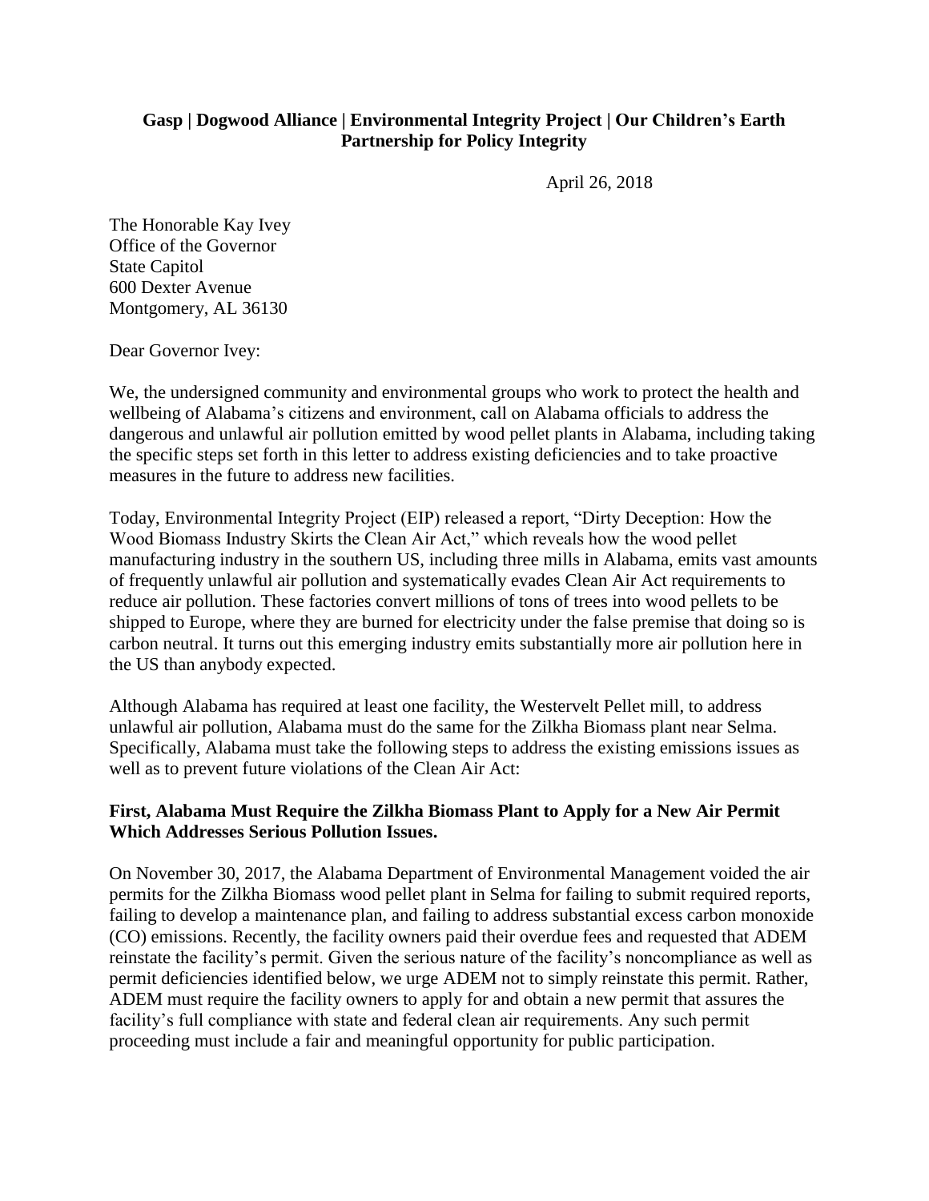**Gasp | Dogwood Alliance | Environmental Integrity Project | Our Children's Earth**
**Partnership for Policy Integrity**

April 26, 2018

The Honorable Kay Ivey
Office of the Governor
State Capitol
600 Dexter Avenue
Montgomery, AL 36130

Dear Governor Ivey:

We, the undersigned community and environmental groups who work to protect the health and wellbeing of Alabama's citizens and environment, call on Alabama officials to address the dangerous and unlawful air pollution emitted by wood pellet plants in Alabama, including taking the specific steps set forth in this letter to address existing deficiencies and to take proactive measures in the future to address new facilities.

Today, Environmental Integrity Project (EIP) released a report, "Dirty Deception: How the Wood Biomass Industry Skirts the Clean Air Act," which reveals how the wood pellet manufacturing industry in the southern US, including three mills in Alabama, emits vast amounts of frequently unlawful air pollution and systematically evades Clean Air Act requirements to reduce air pollution. These factories convert millions of tons of trees into wood pellets to be shipped to Europe, where they are burned for electricity under the false premise that doing so is carbon neutral. It turns out this emerging industry emits substantially more air pollution here in the US than anybody expected.

Although Alabama has required at least one facility, the Westervelt Pellet mill, to address unlawful air pollution, Alabama must do the same for the Zilkha Biomass plant near Selma. Specifically, Alabama must take the following steps to address the existing emissions issues as well as to prevent future violations of the Clean Air Act:

**First, Alabama Must Require the Zilkha Biomass Plant to Apply for a New Air Permit Which Addresses Serious Pollution Issues.**

On November 30, 2017, the Alabama Department of Environmental Management voided the air permits for the Zilkha Biomass wood pellet plant in Selma for failing to submit required reports, failing to develop a maintenance plan, and failing to address substantial excess carbon monoxide (CO) emissions. Recently, the facility owners paid their overdue fees and requested that ADEM reinstate the facility's permit. Given the serious nature of the facility's noncompliance as well as permit deficiencies identified below, we urge ADEM not to simply reinstate this permit. Rather, ADEM must require the facility owners to apply for and obtain a new permit that assures the facility's full compliance with state and federal clean air requirements. Any such permit proceeding must include a fair and meaningful opportunity for public participation.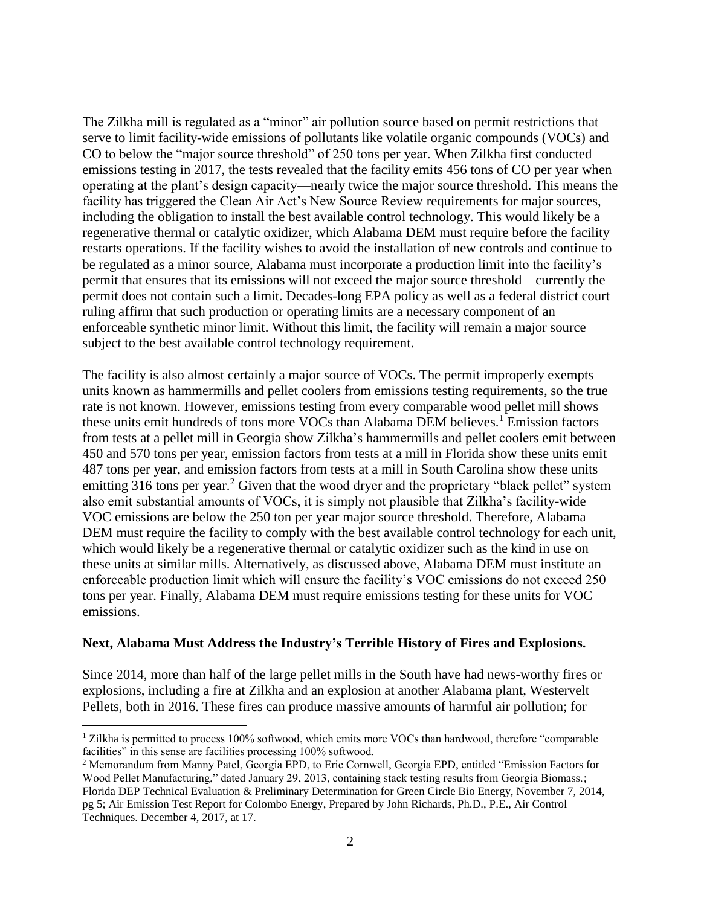The Zilkha mill is regulated as a "minor" air pollution source based on permit restrictions that serve to limit facility-wide emissions of pollutants like volatile organic compounds (VOCs) and CO to below the "major source threshold" of 250 tons per year. When Zilkha first conducted emissions testing in 2017, the tests revealed that the facility emits 456 tons of CO per year when operating at the plant's design capacity—nearly twice the major source threshold. This means the facility has triggered the Clean Air Act's New Source Review requirements for major sources, including the obligation to install the best available control technology. This would likely be a regenerative thermal or catalytic oxidizer, which Alabama DEM must require before the facility restarts operations. If the facility wishes to avoid the installation of new controls and continue to be regulated as a minor source, Alabama must incorporate a production limit into the facility's permit that ensures that its emissions will not exceed the major source threshold—currently the permit does not contain such a limit. Decades-long EPA policy as well as a federal district court ruling affirm that such production or operating limits are a necessary component of an enforceable synthetic minor limit. Without this limit, the facility will remain a major source subject to the best available control technology requirement.

The facility is also almost certainly a major source of VOCs. The permit improperly exempts units known as hammermills and pellet coolers from emissions testing requirements, so the true rate is not known. However, emissions testing from every comparable wood pellet mill shows these units emit hundreds of tons more VOCs than Alabama DEM believes.[1] Emission factors from tests at a pellet mill in Georgia show Zilkha's hammermills and pellet coolers emit between 450 and 570 tons per year, emission factors from tests at a mill in Florida show these units emit 487 tons per year, and emission factors from tests at a mill in South Carolina show these units emitting 316 tons per year.[2] Given that the wood dryer and the proprietary "black pellet" system also emit substantial amounts of VOCs, it is simply not plausible that Zilkha's facility-wide VOC emissions are below the 250 ton per year major source threshold. Therefore, Alabama DEM must require the facility to comply with the best available control technology for each unit, which would likely be a regenerative thermal or catalytic oxidizer such as the kind in use on these units at similar mills. Alternatively, as discussed above, Alabama DEM must institute an enforceable production limit which will ensure the facility's VOC emissions do not exceed 250 tons per year. Finally, Alabama DEM must require emissions testing for these units for VOC emissions.

**Next, Alabama Must Address the Industry's Terrible History of Fires and Explosions.**

Since 2014, more than half of the large pellet mills in the South have had news-worthy fires or explosions, including a fire at Zilkha and an explosion at another Alabama plant, Westervelt Pellets, both in 2016. These fires can produce massive amounts of harmful air pollution; for

[1] Zilkha is permitted to process 100% softwood, which emits more VOCs than hardwood, therefore "comparable facilities" in this sense are facilities processing 100% softwood.

[2] Memorandum from Manny Patel, Georgia EPD, to Eric Cornwell, Georgia EPD, entitled "Emission Factors for Wood Pellet Manufacturing," dated January 29, 2013, containing stack testing results from Georgia Biomass.; Florida DEP Technical Evaluation & Preliminary Determination for Green Circle Bio Energy, November 7, 2014, pg 5; Air Emission Test Report for Colombo Energy, Prepared by John Richards, Ph.D., P.E., Air Control Techniques. December 4, 2017, at 17.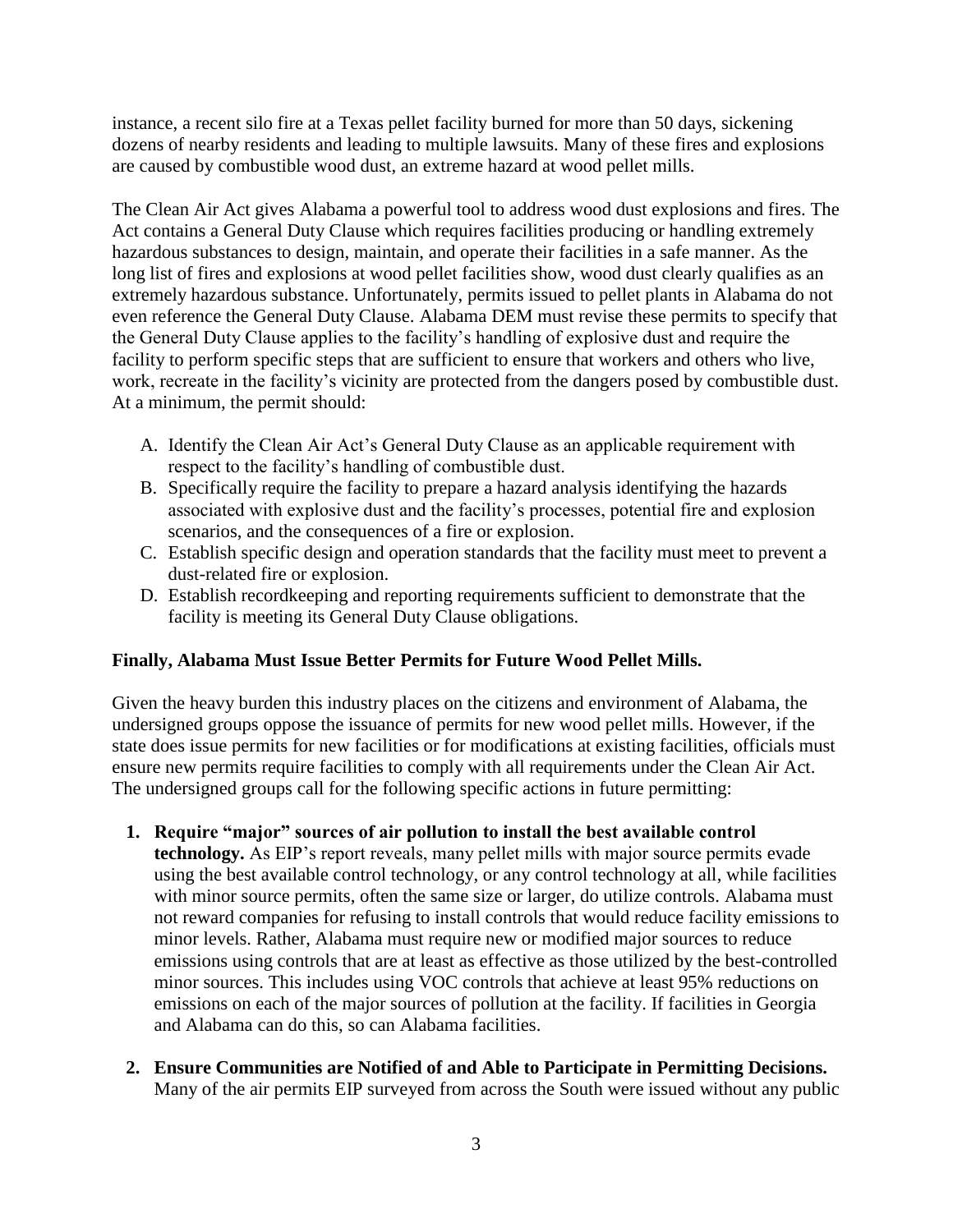instance, a recent silo fire at a Texas pellet facility burned for more than 50 days, sickening dozens of nearby residents and leading to multiple lawsuits. Many of these fires and explosions are caused by combustible wood dust, an extreme hazard at wood pellet mills.

The Clean Air Act gives Alabama a powerful tool to address wood dust explosions and fires. The Act contains a General Duty Clause which requires facilities producing or handling extremely hazardous substances to design, maintain, and operate their facilities in a safe manner. As the long list of fires and explosions at wood pellet facilities show, wood dust clearly qualifies as an extremely hazardous substance. Unfortunately, permits issued to pellet plants in Alabama do not even reference the General Duty Clause. Alabama DEM must revise these permits to specify that the General Duty Clause applies to the facility's handling of explosive dust and require the facility to perform specific steps that are sufficient to ensure that workers and others who live, work, recreate in the facility's vicinity are protected from the dangers posed by combustible dust. At a minimum, the permit should:

A. Identify the Clean Air Act's General Duty Clause as an applicable requirement with respect to the facility's handling of combustible dust.
B. Specifically require the facility to prepare a hazard analysis identifying the hazards associated with explosive dust and the facility's processes, potential fire and explosion scenarios, and the consequences of a fire or explosion.
C. Establish specific design and operation standards that the facility must meet to prevent a dust-related fire or explosion.
D. Establish recordkeeping and reporting requirements sufficient to demonstrate that the facility is meeting its General Duty Clause obligations.

**Finally, Alabama Must Issue Better Permits for Future Wood Pellet Mills.**

Given the heavy burden this industry places on the citizens and environment of Alabama, the undersigned groups oppose the issuance of permits for new wood pellet mills. However, if the state does issue permits for new facilities or for modifications at existing facilities, officials must ensure new permits require facilities to comply with all requirements under the Clean Air Act. The undersigned groups call for the following specific actions in future permitting:

1. **Require "major" sources of air pollution to install the best available control technology.** As EIP's report reveals, many pellet mills with major source permits evade using the best available control technology, or any control technology at all, while facilities with minor source permits, often the same size or larger, do utilize controls. Alabama must not reward companies for refusing to install controls that would reduce facility emissions to minor levels. Rather, Alabama must require new or modified major sources to reduce emissions using controls that are at least as effective as those utilized by the best-controlled minor sources. This includes using VOC controls that achieve at least 95% reductions on emissions on each of the major sources of pollution at the facility. If facilities in Georgia and Alabama can do this, so can Alabama facilities.

2. **Ensure Communities are Notified of and Able to Participate in Permitting Decisions.** Many of the air permits EIP surveyed from across the South were issued without any public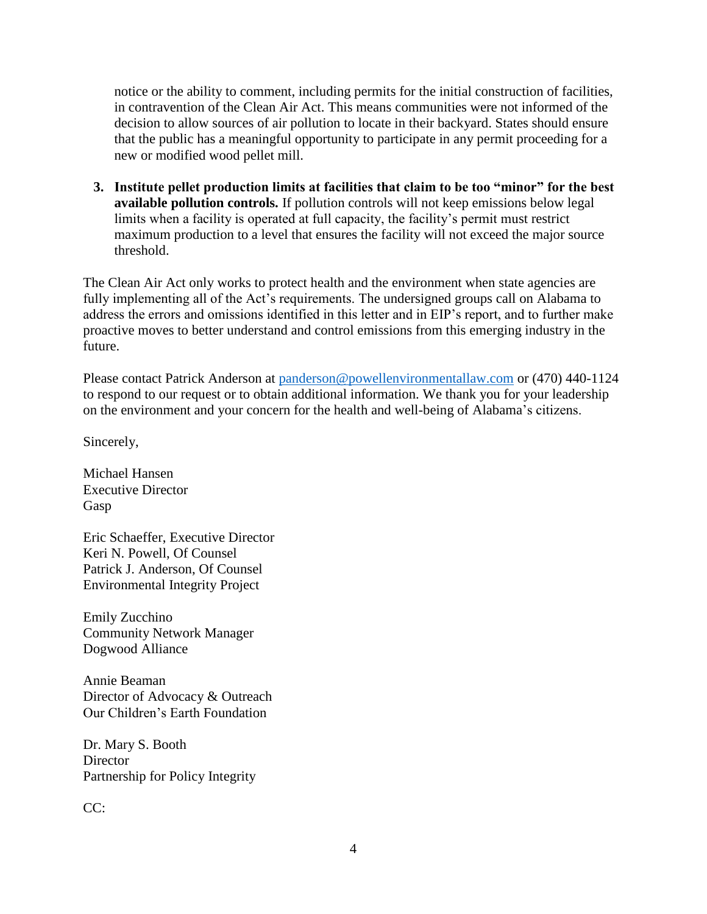notice or the ability to comment, including permits for the initial construction of facilities, in contravention of the Clean Air Act. This means communities were not informed of the decision to allow sources of air pollution to locate in their backyard. States should ensure that the public has a meaningful opportunity to participate in any permit proceeding for a new or modified wood pellet mill.

3. **Institute pellet production limits at facilities that claim to be too "minor" for the best available pollution controls.** If pollution controls will not keep emissions below legal limits when a facility is operated at full capacity, the facility's permit must restrict maximum production to a level that ensures the facility will not exceed the major source threshold.

The Clean Air Act only works to protect health and the environment when state agencies are fully implementing all of the Act's requirements. The undersigned groups call on Alabama to address the errors and omissions identified in this letter and in EIP's report, and to further make proactive moves to better understand and control emissions from this emerging industry in the future.

Please contact Patrick Anderson at panderson@powellenvironmentallaw.com or (470) 440-1124 to respond to our request or to obtain additional information. We thank you for your leadership on the environment and your concern for the health and well-being of Alabama's citizens.

Sincerely,

Michael Hansen
Executive Director
Gasp

Eric Schaeffer, Executive Director
Keri N. Powell, Of Counsel
Patrick J. Anderson, Of Counsel
Environmental Integrity Project

Emily Zucchino
Community Network Manager
Dogwood Alliance

Annie Beaman
Director of Advocacy & Outreach
Our Children's Earth Foundation

Dr. Mary S. Booth
Director
Partnership for Policy Integrity

CC: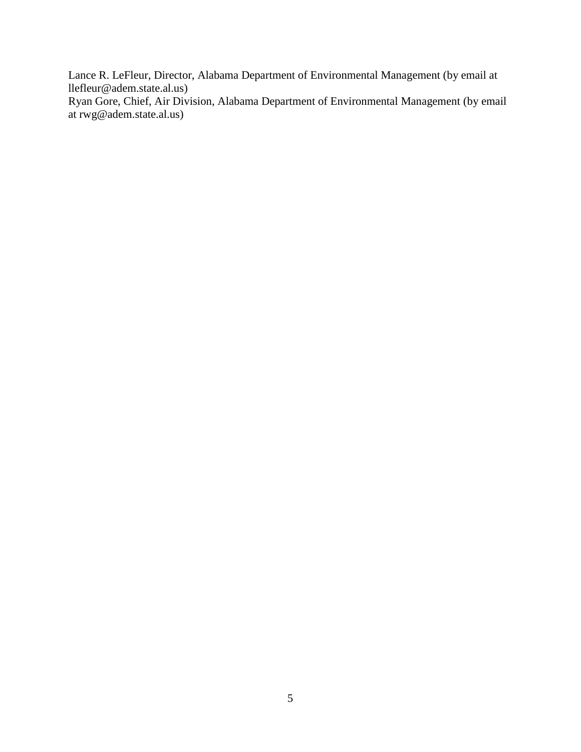Lance R. LeFleur, Director, Alabama Department of Environmental Management (by email at llefleur@adem.state.al.us)
Ryan Gore, Chief, Air Division, Alabama Department of Environmental Management (by email at rwg@adem.state.al.us)